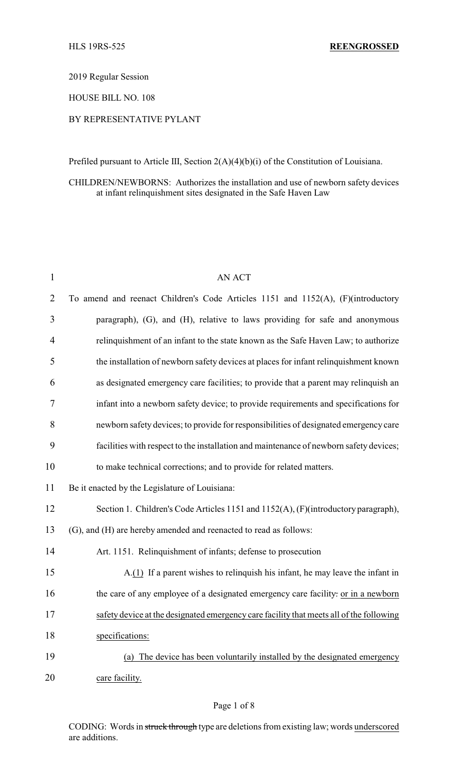HLS 19RS-525 **REENGROSSED**

2019 Regular Session

HOUSE BILL NO. 108

BY REPRESENTATIVE PYLANT

Prefiled pursuant to Article III, Section 2(A)(4)(b)(i) of the Constitution of Louisiana.

CHILDREN/NEWBORNS: Authorizes the installation and use of newborn safety devices at infant relinquishment sites designated in the Safe Haven Law

AN ACT

To amend and reenact Children's Code Articles 1151 and 1152(A), (F)(introductory paragraph), (G), and (H), relative to laws providing for safe and anonymous relinquishment of an infant to the state known as the Safe Haven Law; to authorize the installation of newborn safety devices at places for infant relinquishment known as designated emergency care facilities; to provide that a parent may relinquish an infant into a newborn safety device; to provide requirements and specifications for newborn safety devices; to provide for responsibilities of designated emergency care facilities with respect to the installation and maintenance of newborn safety devices; to make technical corrections; and to provide for related matters.

Be it enacted by the Legislature of Louisiana:

Section 1. Children's Code Articles 1151 and 1152(A), (F)(introductory paragraph), (G), and (H) are hereby amended and reenacted to read as follows:

Art. 1151. Relinquishment of infants; defense to prosecution

A.<u>(1)</u> If a parent wishes to relinquish his infant, he may leave the infant in the care of any employee of a designated emergency care facility~~.~~ <u>or in a newborn safety device at the designated emergency care facility that meets all of the following specifications:</u>

<u>(a) The device has been voluntarily installed by the designated emergency care facility.</u>

CODING: Words in ~~struck through~~ type are deletions from existing law; words <u>underscored</u> are additions.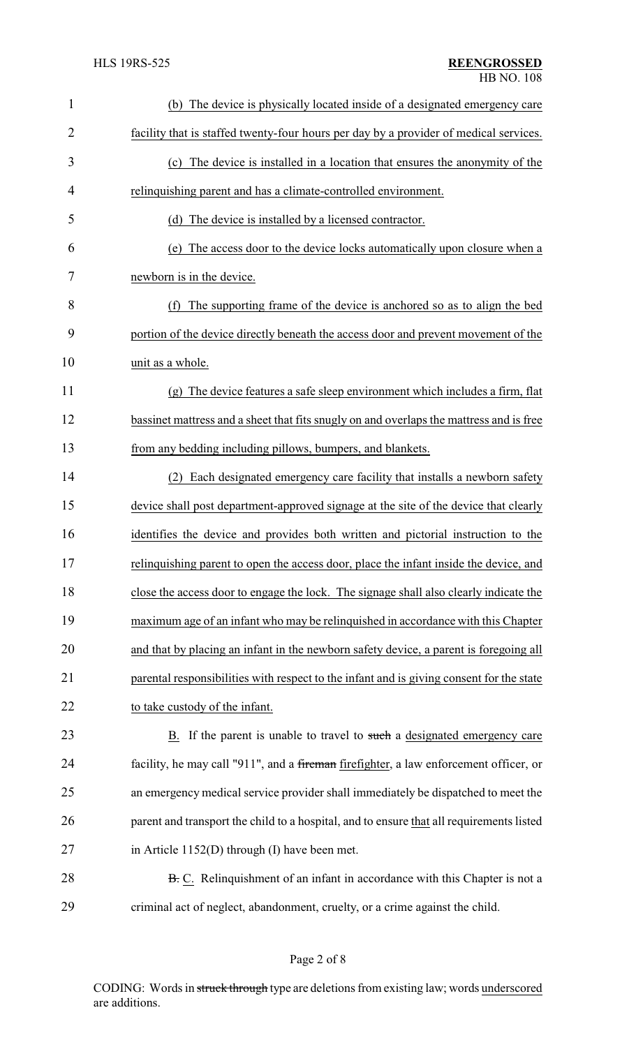(b) The device is physically located inside of a designated emergency care facility that is staffed twenty-four hours per day by a provider of medical services.

(c) The device is installed in a location that ensures the anonymity of the relinquishing parent and has a climate-controlled environment.

(d) The device is installed by a licensed contractor.

(e) The access door to the device locks automatically upon closure when a newborn is in the device.

(f) The supporting frame of the device is anchored so as to align the bed portion of the device directly beneath the access door and prevent movement of the unit as a whole.

(g) The device features a safe sleep environment which includes a firm, flat bassinet mattress and a sheet that fits snugly on and overlaps the mattress and is free from any bedding including pillows, bumpers, and blankets.

(2) Each designated emergency care facility that installs a newborn safety device shall post department-approved signage at the site of the device that clearly identifies the device and provides both written and pictorial instruction to the relinquishing parent to open the access door, place the infant inside the device, and close the access door to engage the lock. The signage shall also clearly indicate the maximum age of an infant who may be relinquished in accordance with this Chapter and that by placing an infant in the newborn safety device, a parent is foregoing all parental responsibilities with respect to the infant and is giving consent for the state to take custody of the infant.

B. If the parent is unable to travel to ~~such~~ a designated emergency care facility, he may call "911", and a ~~fireman~~ firefighter, a law enforcement officer, or an emergency medical service provider shall immediately be dispatched to meet the parent and transport the child to a hospital, and to ensure that all requirements listed in Article 1152(D) through (I) have been met.

~~B.~~ C. Relinquishment of an infant in accordance with this Chapter is not a criminal act of neglect, abandonment, cruelty, or a crime against the child.

CODING: Words in ~~struck through~~ type are deletions from existing law; words underscored are additions.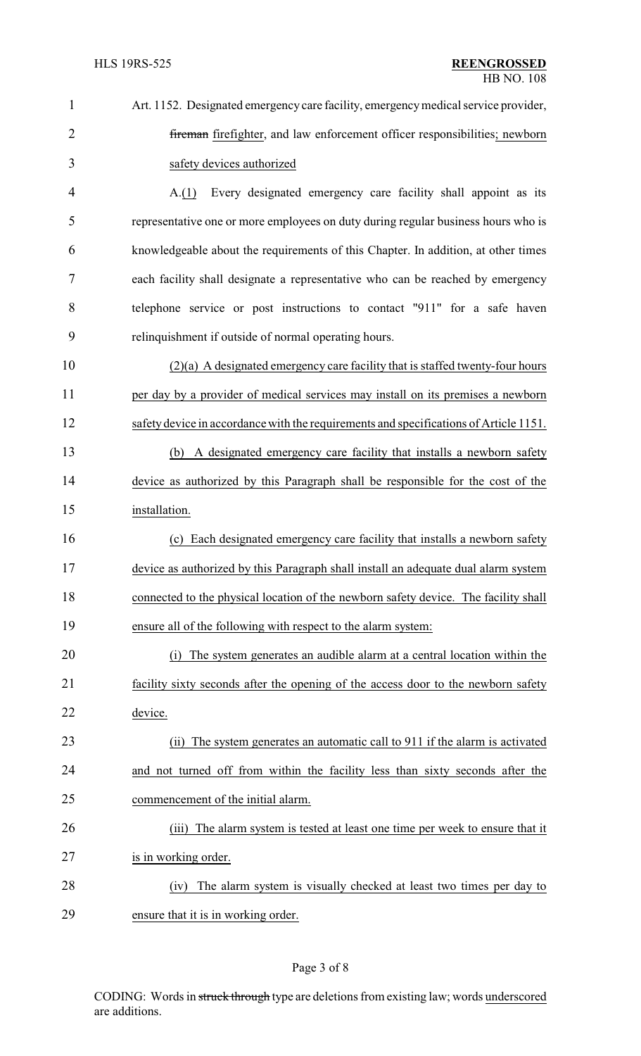Art. 1152. Designated emergency care facility, emergency medical service provider, ~~fireman~~ firefighter, and law enforcement officer responsibilities; newborn safety devices authorized

A.(1) Every designated emergency care facility shall appoint as its representative one or more employees on duty during regular business hours who is knowledgeable about the requirements of this Chapter. In addition, at other times each facility shall designate a representative who can be reached by emergency telephone service or post instructions to contact "911" for a safe haven relinquishment if outside of normal operating hours.

(2)(a) A designated emergency care facility that is staffed twenty-four hours per day by a provider of medical services may install on its premises a newborn safety device in accordance with the requirements and specifications of Article 1151.

(b) A designated emergency care facility that installs a newborn safety device as authorized by this Paragraph shall be responsible for the cost of the installation.

(c) Each designated emergency care facility that installs a newborn safety device as authorized by this Paragraph shall install an adequate dual alarm system connected to the physical location of the newborn safety device. The facility shall ensure all of the following with respect to the alarm system:

(i) The system generates an audible alarm at a central location within the facility sixty seconds after the opening of the access door to the newborn safety device.

(ii) The system generates an automatic call to 911 if the alarm is activated and not turned off from within the facility less than sixty seconds after the commencement of the initial alarm.

(iii) The alarm system is tested at least one time per week to ensure that it is in working order.

(iv) The alarm system is visually checked at least two times per day to ensure that it is in working order.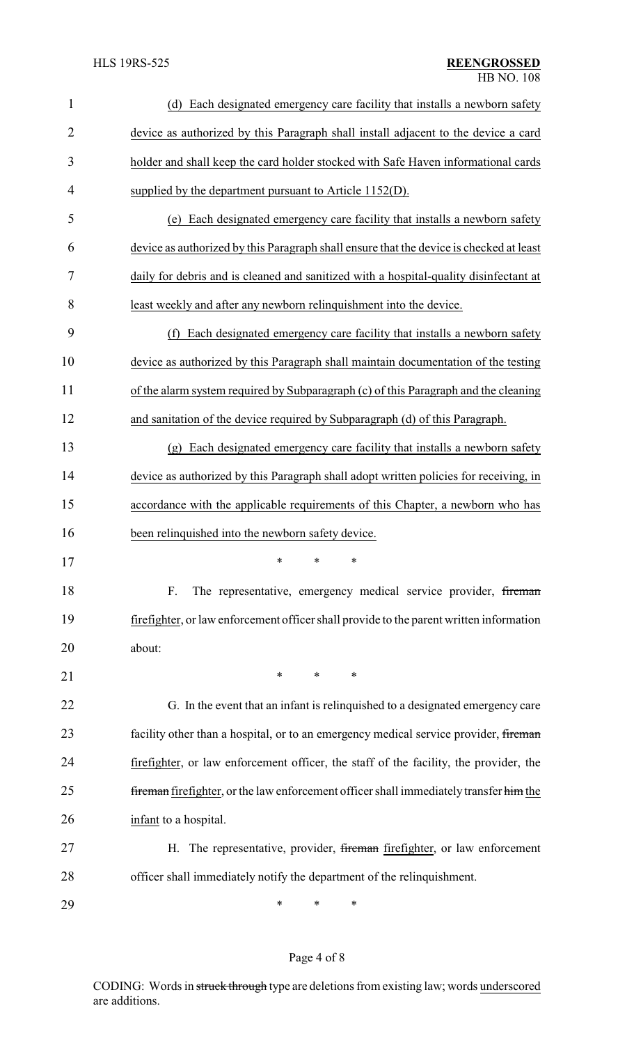(d) Each designated emergency care facility that installs a newborn safety device as authorized by this Paragraph shall install adjacent to the device a card holder and shall keep the card holder stocked with Safe Haven informational cards supplied by the department pursuant to Article 1152(D).

(e) Each designated emergency care facility that installs a newborn safety device as authorized by this Paragraph shall ensure that the device is checked at least daily for debris and is cleaned and sanitized with a hospital-quality disinfectant at least weekly and after any newborn relinquishment into the device.

(f) Each designated emergency care facility that installs a newborn safety device as authorized by this Paragraph shall maintain documentation of the testing of the alarm system required by Subparagraph (c) of this Paragraph and the cleaning and sanitation of the device required by Subparagraph (d) of this Paragraph.

(g) Each designated emergency care facility that installs a newborn safety device as authorized by this Paragraph shall adopt written policies for receiving, in accordance with the applicable requirements of this Chapter, a newborn who has been relinquished into the newborn safety device.

\* \* \*

F. The representative, emergency medical service provider, ~~fireman~~ firefighter, or law enforcement officer shall provide to the parent written information about:

\* \* \*

G. In the event that an infant is relinquished to a designated emergency care facility other than a hospital, or to an emergency medical service provider, ~~fireman~~ firefighter, or law enforcement officer, the staff of the facility, the provider, the ~~fireman~~ firefighter, or the law enforcement officer shall immediately transfer ~~him~~ the infant to a hospital.

H. The representative, provider, ~~fireman~~ firefighter, or law enforcement officer shall immediately notify the department of the relinquishment.

\* \* \*

CODING: Words in ~~struck through~~ type are deletions from existing law; words underscored are additions.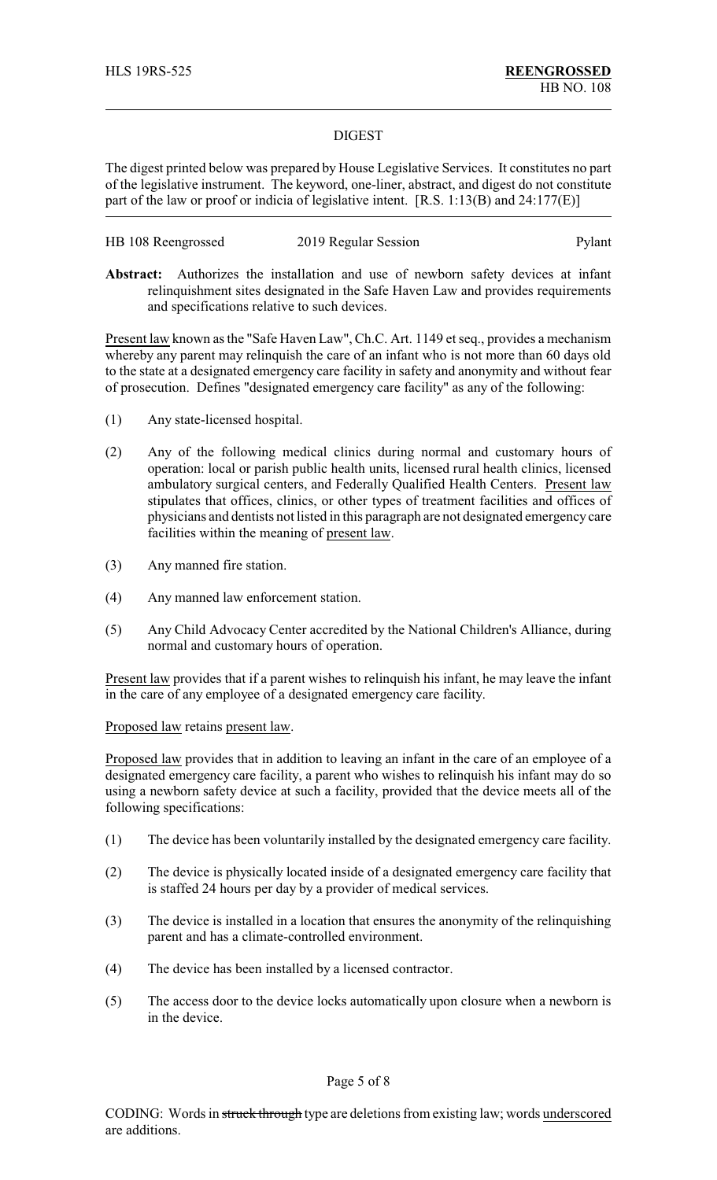HLS 19RS-525 **REENGROSSED**
HB NO. 108

## DIGEST

The digest printed below was prepared by House Legislative Services. It constitutes no part of the legislative instrument. The keyword, one-liner, abstract, and digest do not constitute part of the law or proof or indicia of legislative intent. [R.S. 1:13(B) and 24:177(E)]

HB 108 Reengrossed 2019 Regular Session Pylant

**Abstract:** Authorizes the installation and use of newborn safety devices at infant relinquishment sites designated in the Safe Haven Law and provides requirements and specifications relative to such devices.

Present law known as the "Safe Haven Law", Ch.C. Art. 1149 et seq., provides a mechanism whereby any parent may relinquish the care of an infant who is not more than 60 days old to the state at a designated emergency care facility in safety and anonymity and without fear of prosecution. Defines "designated emergency care facility" as any of the following:

(1) Any state-licensed hospital.

(2) Any of the following medical clinics during normal and customary hours of operation: local or parish public health units, licensed rural health clinics, licensed ambulatory surgical centers, and Federally Qualified Health Centers. Present law stipulates that offices, clinics, or other types of treatment facilities and offices of physicians and dentists not listed in this paragraph are not designated emergency care facilities within the meaning of present law.

(3) Any manned fire station.

(4) Any manned law enforcement station.

(5) Any Child Advocacy Center accredited by the National Children's Alliance, during normal and customary hours of operation.

Present law provides that if a parent wishes to relinquish his infant, he may leave the infant in the care of any employee of a designated emergency care facility.

Proposed law retains present law.

Proposed law provides that in addition to leaving an infant in the care of an employee of a designated emergency care facility, a parent who wishes to relinquish his infant may do so using a newborn safety device at such a facility, provided that the device meets all of the following specifications:

(1) The device has been voluntarily installed by the designated emergency care facility.

(2) The device is physically located inside of a designated emergency care facility that is staffed 24 hours per day by a provider of medical services.

(3) The device is installed in a location that ensures the anonymity of the relinquishing parent and has a climate-controlled environment.

(4) The device has been installed by a licensed contractor.

(5) The access door to the device locks automatically upon closure when a newborn is in the device.

CODING: Words in struck through type are deletions from existing law; words underscored are additions.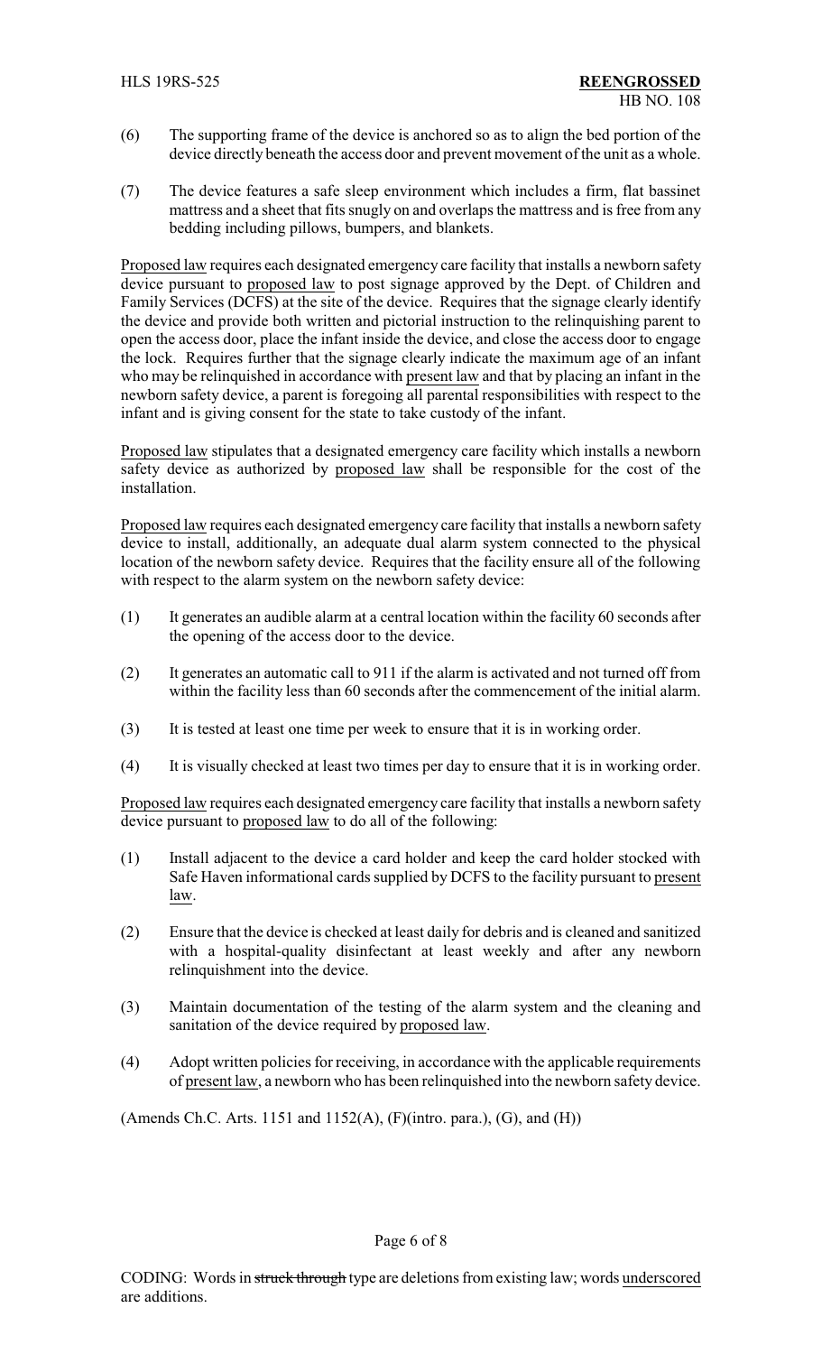(6) The supporting frame of the device is anchored so as to align the bed portion of the device directly beneath the access door and prevent movement of the unit as a whole.

(7) The device features a safe sleep environment which includes a firm, flat bassinet mattress and a sheet that fits snugly on and overlaps the mattress and is free from any bedding including pillows, bumpers, and blankets.

Proposed law requires each designated emergency care facility that installs a newborn safety device pursuant to proposed law to post signage approved by the Dept. of Children and Family Services (DCFS) at the site of the device. Requires that the signage clearly identify the device and provide both written and pictorial instruction to the relinquishing parent to open the access door, place the infant inside the device, and close the access door to engage the lock. Requires further that the signage clearly indicate the maximum age of an infant who may be relinquished in accordance with present law and that by placing an infant in the newborn safety device, a parent is foregoing all parental responsibilities with respect to the infant and is giving consent for the state to take custody of the infant.

Proposed law stipulates that a designated emergency care facility which installs a newborn safety device as authorized by proposed law shall be responsible for the cost of the installation.

Proposed law requires each designated emergency care facility that installs a newborn safety device to install, additionally, an adequate dual alarm system connected to the physical location of the newborn safety device. Requires that the facility ensure all of the following with respect to the alarm system on the newborn safety device:

(1) It generates an audible alarm at a central location within the facility 60 seconds after the opening of the access door to the device.

(2) It generates an automatic call to 911 if the alarm is activated and not turned off from within the facility less than 60 seconds after the commencement of the initial alarm.

(3) It is tested at least one time per week to ensure that it is in working order.

(4) It is visually checked at least two times per day to ensure that it is in working order.

Proposed law requires each designated emergency care facility that installs a newborn safety device pursuant to proposed law to do all of the following:

(1) Install adjacent to the device a card holder and keep the card holder stocked with Safe Haven informational cards supplied by DCFS to the facility pursuant to present law.

(2) Ensure that the device is checked at least daily for debris and is cleaned and sanitized with a hospital-quality disinfectant at least weekly and after any newborn relinquishment into the device.

(3) Maintain documentation of the testing of the alarm system and the cleaning and sanitation of the device required by proposed law.

(4) Adopt written policies for receiving, in accordance with the applicable requirements of present law, a newborn who has been relinquished into the newborn safety device.

(Amends Ch.C. Arts. 1151 and 1152(A), (F)(intro. para.), (G), and (H))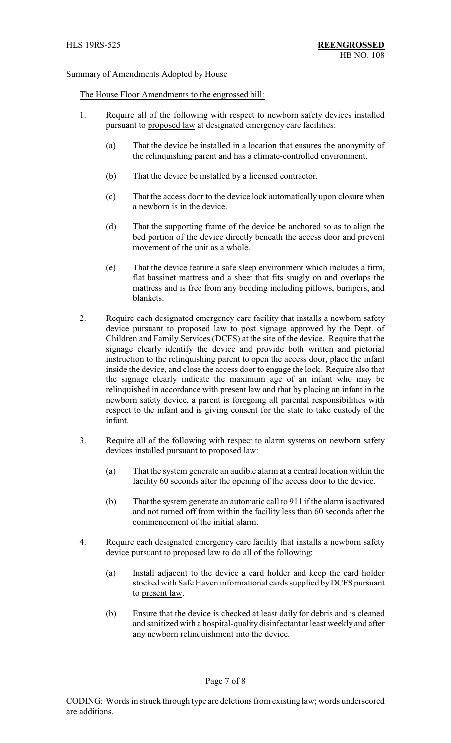Summary of Amendments Adopted by House

The House Floor Amendments to the engrossed bill:

1. Require all of the following with respect to newborn safety devices installed pursuant to proposed law at designated emergency care facilities:

    (a) That the device be installed in a location that ensures the anonymity of the relinquishing parent and has a climate-controlled environment.

    (b) That the device be installed by a licensed contractor.

    (c) That the access door to the device lock automatically upon closure when a newborn is in the device.

    (d) That the supporting frame of the device be anchored so as to align the bed portion of the device directly beneath the access door and prevent movement of the unit as a whole.

    (e) That the device feature a safe sleep environment which includes a firm, flat bassinet mattress and a sheet that fits snugly on and overlaps the mattress and is free from any bedding including pillows, bumpers, and blankets.

2. Require each designated emergency care facility that installs a newborn safety device pursuant to proposed law to post signage approved by the Dept. of Children and Family Services (DCFS) at the site of the device. Require that the signage clearly identify the device and provide both written and pictorial instruction to the relinquishing parent to open the access door, place the infant inside the device, and close the access door to engage the lock. Require also that the signage clearly indicate the maximum age of an infant who may be relinquished in accordance with present law and that by placing an infant in the newborn safety device, a parent is foregoing all parental responsibilities with respect to the infant and is giving consent for the state to take custody of the infant.

3. Require all of the following with respect to alarm systems on newborn safety devices installed pursuant to proposed law:

    (a) That the system generate an audible alarm at a central location within the facility 60 seconds after the opening of the access door to the device.

    (b) That the system generate an automatic call to 911 if the alarm is activated and not turned off from within the facility less than 60 seconds after the commencement of the initial alarm.

4. Require each designated emergency care facility that installs a newborn safety device pursuant to proposed law to do all of the following:

    (a) Install adjacent to the device a card holder and keep the card holder stocked with Safe Haven informational cards supplied by DCFS pursuant to present law.

    (b) Ensure that the device is checked at least daily for debris and is cleaned and sanitized with a hospital-quality disinfectant at least weekly and after any newborn relinquishment into the device.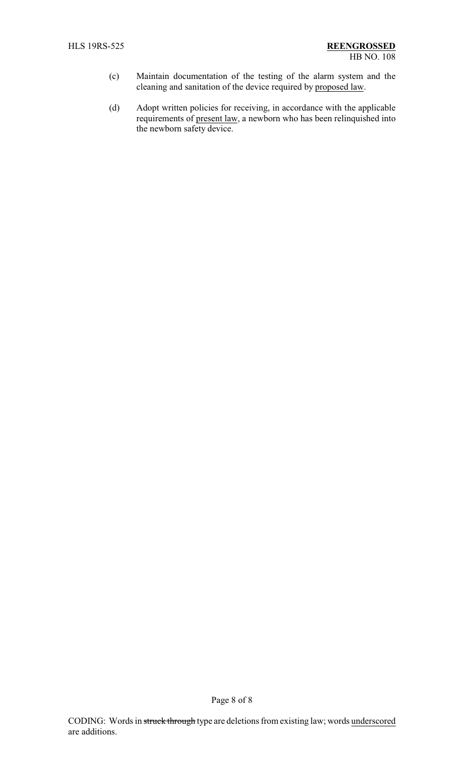(c) Maintain documentation of the testing of the alarm system and the cleaning and sanitation of the device required by proposed law.

(d) Adopt written policies for receiving, in accordance with the applicable requirements of present law, a newborn who has been relinquished into the newborn safety device.

CODING: Words in ~~struck through~~ type are deletions from existing law; words underscored are additions.